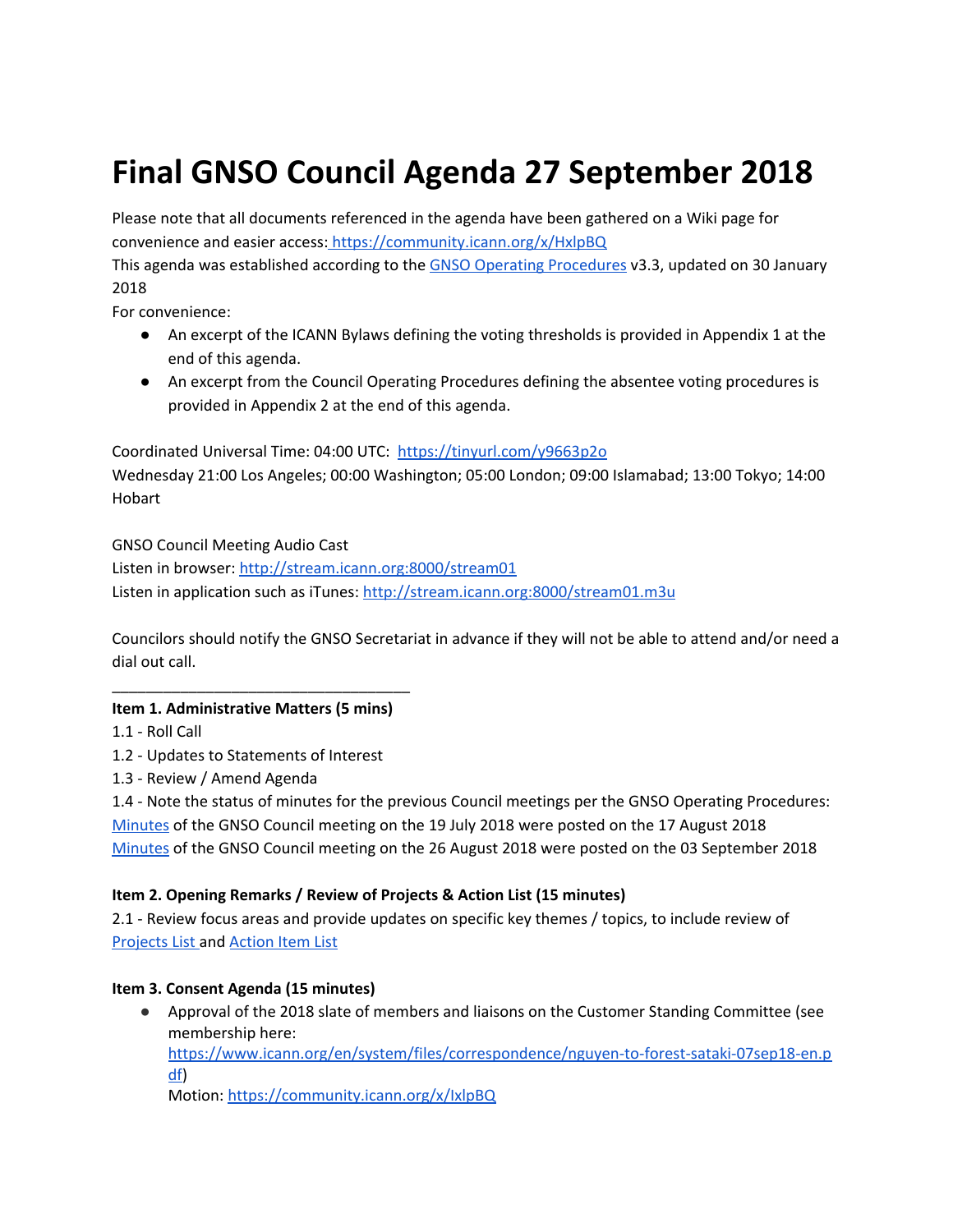# Final GNSO Council Agenda 27 September 2018

Please note that all documents referenced in the agenda have been gathered on a Wiki page for convenience and easier access: [https://community.icann.org/x/HxlpBQ](https://community.icann.org/x/HxlpBQ)
This agenda was established according to the [GNSO Operating Procedures](#) v3.3, updated on 30 January 2018
For convenience:

- An excerpt of the ICANN Bylaws defining the voting thresholds is provided in Appendix 1 at the end of this agenda.
- An excerpt from the Council Operating Procedures defining the absentee voting procedures is provided in Appendix 2 at the end of this agenda.

Coordinated Universal Time: 04:00 UTC: [https://tinyurl.com/y9663p2o](https://tinyurl.com/y9663p2o)
Wednesday 21:00 Los Angeles; 00:00 Washington; 05:00 London; 09:00 Islamabad; 13:00 Tokyo; 14:00 Hobart

GNSO Council Meeting Audio Cast
Listen in browser: [http://stream.icann.org:8000/stream01](http://stream.icann.org:8000/stream01)
Listen in application such as iTunes: [http://stream.icann.org:8000/stream01.m3u](http://stream.icann.org:8000/stream01.m3u)

Councilors should notify the GNSO Secretariat in advance if they will not be able to attend and/or need a dial out call.

___________________________________

**Item 1. Administrative Matters (5 mins)**

1.1 - Roll Call
1.2 - Updates to Statements of Interest
1.3 - Review / Amend Agenda
1.4 - Note the status of minutes for the previous Council meetings per the GNSO Operating Procedures:
[Minutes](#) of the GNSO Council meeting on the 19 July 2018 were posted on the 17 August 2018
[Minutes](#) of the GNSO Council meeting on the 26 August 2018 were posted on the 03 September 2018

**Item 2. Opening Remarks / Review of Projects & Action List (15 minutes)**

2.1 - Review focus areas and provide updates on specific key themes / topics, to include review of [Projects List](#) and [Action Item List](#)

**Item 3. Consent Agenda (15 minutes)**

- Approval of the 2018 slate of members and liaisons on the Customer Standing Committee (see membership here: [https://www.icann.org/en/system/files/correspondence/nguyen-to-forest-sataki-07sep18-en.pdf](https://www.icann.org/en/system/files/correspondence/nguyen-to-forest-sataki-07sep18-en.pdf))
  Motion: [https://community.icann.org/x/IxlpBQ](https://community.icann.org/x/IxlpBQ)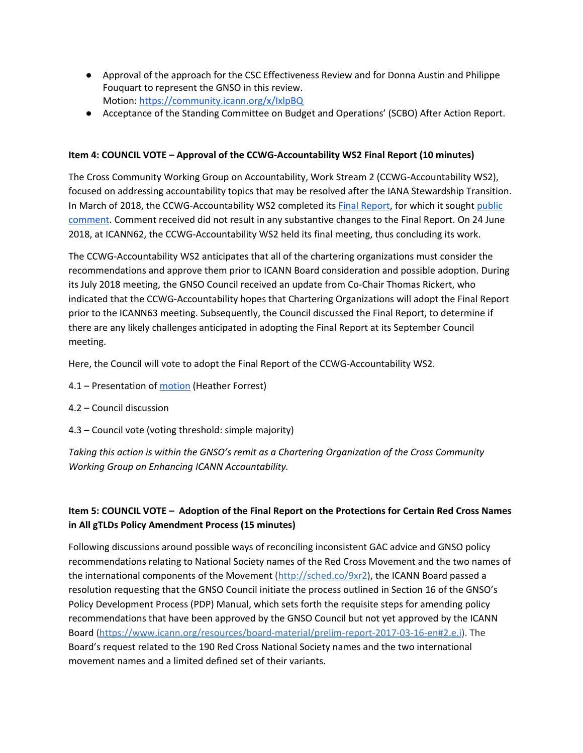- Approval of the approach for the CSC Effectiveness Review and for Donna Austin and Philippe Fouquart to represent the GNSO in this review.
  Motion: https://community.icann.org/x/IxlpBQ
- Acceptance of the Standing Committee on Budget and Operations' (SCBO) After Action Report.

**Item 4: COUNCIL VOTE – Approval of the CCWG-Accountability WS2 Final Report (10 minutes)**

The Cross Community Working Group on Accountability, Work Stream 2 (CCWG-Accountability WS2), focused on addressing accountability topics that may be resolved after the IANA Stewardship Transition. In March of 2018, the CCWG-Accountability WS2 completed its Final Report, for which it sought public comment. Comment received did not result in any substantive changes to the Final Report. On 24 June 2018, at ICANN62, the CCWG-Accountability WS2 held its final meeting, thus concluding its work.

The CCWG-Accountability WS2 anticipates that all of the chartering organizations must consider the recommendations and approve them prior to ICANN Board consideration and possible adoption. During its July 2018 meeting, the GNSO Council received an update from Co-Chair Thomas Rickert, who indicated that the CCWG-Accountability hopes that Chartering Organizations will adopt the Final Report prior to the ICANN63 meeting. Subsequently, the Council discussed the Final Report, to determine if there are any likely challenges anticipated in adopting the Final Report at its September Council meeting.

Here, the Council will vote to adopt the Final Report of the CCWG-Accountability WS2.

4.1 – Presentation of motion (Heather Forrest)

4.2 – Council discussion

4.3 – Council vote (voting threshold: simple majority)

*Taking this action is within the GNSO's remit as a Chartering Organization of the Cross Community Working Group on Enhancing ICANN Accountability.*

**Item 5: COUNCIL VOTE – Adoption of the Final Report on the Protections for Certain Red Cross Names in All gTLDs Policy Amendment Process (15 minutes)**

Following discussions around possible ways of reconciling inconsistent GAC advice and GNSO policy recommendations relating to National Society names of the Red Cross Movement and the two names of the international components of the Movement (http://sched.co/9xr2), the ICANN Board passed a resolution requesting that the GNSO Council initiate the process outlined in Section 16 of the GNSO's Policy Development Process (PDP) Manual, which sets forth the requisite steps for amending policy recommendations that have been approved by the GNSO Council but not yet approved by the ICANN Board (https://www.icann.org/resources/board-material/prelim-report-2017-03-16-en#2.e.i). The Board's request related to the 190 Red Cross National Society names and the two international movement names and a limited defined set of their variants.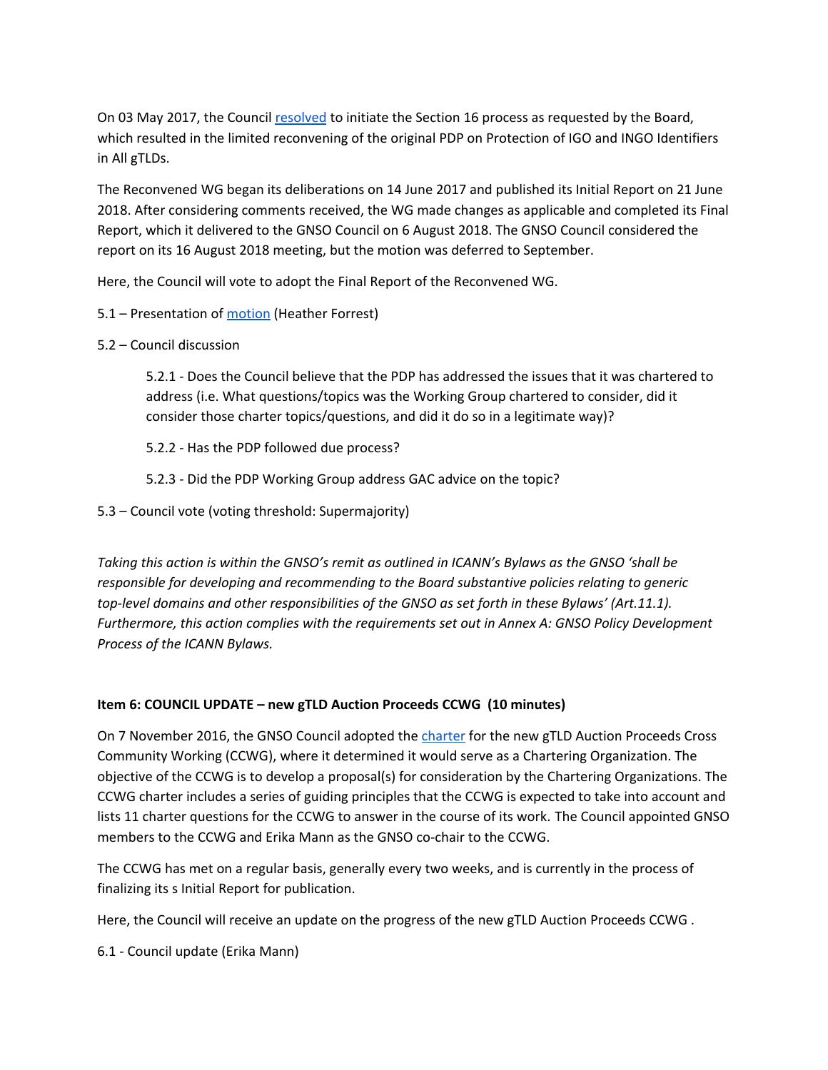On 03 May 2017, the Council resolved to initiate the Section 16 process as requested by the Board, which resulted in the limited reconvening of the original PDP on Protection of IGO and INGO Identifiers in All gTLDs.

The Reconvened WG began its deliberations on 14 June 2017 and published its Initial Report on 21 June 2018. After considering comments received, the WG made changes as applicable and completed its Final Report, which it delivered to the GNSO Council on 6 August 2018. The GNSO Council considered the report on its 16 August 2018 meeting, but the motion was deferred to September.

Here, the Council will vote to adopt the Final Report of the Reconvened WG.

5.1 – Presentation of motion (Heather Forrest)

5.2 – Council discussion

> 5.2.1 - Does the Council believe that the PDP has addressed the issues that it was chartered to address (i.e. What questions/topics was the Working Group chartered to consider, did it consider those charter topics/questions, and did it do so in a legitimate way)?
>
> 5.2.2 - Has the PDP followed due process?
>
> 5.2.3 - Did the PDP Working Group address GAC advice on the topic?

5.3 – Council vote (voting threshold: Supermajority)

*Taking this action is within the GNSO's remit as outlined in ICANN's Bylaws as the GNSO 'shall be responsible for developing and recommending to the Board substantive policies relating to generic top-level domains and other responsibilities of the GNSO as set forth in these Bylaws' (Art.11.1). Furthermore, this action complies with the requirements set out in Annex A: GNSO Policy Development Process of the ICANN Bylaws.*

**Item 6: COUNCIL UPDATE – new gTLD Auction Proceeds CCWG (10 minutes)**

On 7 November 2016, the GNSO Council adopted the charter for the new gTLD Auction Proceeds Cross Community Working (CCWG), where it determined it would serve as a Chartering Organization. The objective of the CCWG is to develop a proposal(s) for consideration by the Chartering Organizations. The CCWG charter includes a series of guiding principles that the CCWG is expected to take into account and lists 11 charter questions for the CCWG to answer in the course of its work. The Council appointed GNSO members to the CCWG and Erika Mann as the GNSO co-chair to the CCWG.

The CCWG has met on a regular basis, generally every two weeks, and is currently in the process of finalizing its s Initial Report for publication.

Here, the Council will receive an update on the progress of the new gTLD Auction Proceeds CCWG .

6.1 - Council update (Erika Mann)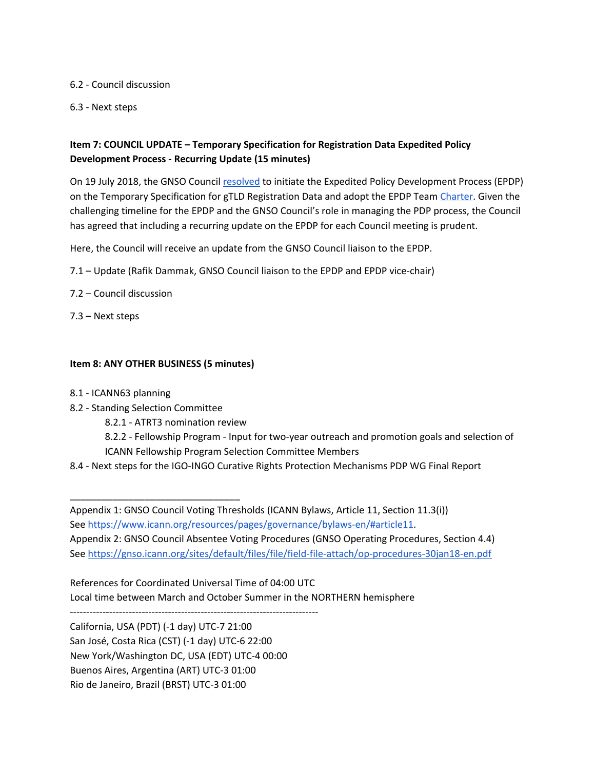6.2 - Council discussion

6.3 - Next steps

**Item 7: COUNCIL UPDATE – Temporary Specification for Registration Data Expedited Policy Development Process - Recurring Update (15 minutes)**

On 19 July 2018, the GNSO Council [resolved](resolved) to initiate the Expedited Policy Development Process (EPDP) on the Temporary Specification for gTLD Registration Data and adopt the EPDP Team [Charter](Charter). Given the challenging timeline for the EPDP and the GNSO Council's role in managing the PDP process, the Council has agreed that including a recurring update on the EPDP for each Council meeting is prudent.

Here, the Council will receive an update from the GNSO Council liaison to the EPDP.

7.1 – Update (Rafik Dammak, GNSO Council liaison to the EPDP and EPDP vice-chair)

7.2 – Council discussion

7.3 – Next steps

**Item 8: ANY OTHER BUSINESS (5 minutes)**

8.1 - ICANN63 planning

8.2 - Standing Selection Committee

- 8.2.1 - ATRT3 nomination review
- 8.2.2 - Fellowship Program - Input for two-year outreach and promotion goals and selection of ICANN Fellowship Program Selection Committee Members

8.4 - Next steps for the IGO-INGO Curative Rights Protection Mechanisms PDP WG Final Report

_______________________________

Appendix 1: GNSO Council Voting Thresholds (ICANN Bylaws, Article 11, Section 11.3(i))
See https://www.icann.org/resources/pages/governance/bylaws-en/#article11.
Appendix 2: GNSO Council Absentee Voting Procedures (GNSO Operating Procedures, Section 4.4)
See https://gnso.icann.org/sites/default/files/file/field-file-attach/op-procedures-30jan18-en.pdf

References for Coordinated Universal Time of 04:00 UTC
Local time between March and October Summer in the NORTHERN hemisphere

----------------------------------------------------------------------------

California, USA (PDT) (-1 day) UTC-7 21:00
San José, Costa Rica (CST) (-1 day) UTC-6 22:00
New York/Washington DC, USA (EDT) UTC-4 00:00
Buenos Aires, Argentina (ART) UTC-3 01:00
Rio de Janeiro, Brazil (BRST) UTC-3 01:00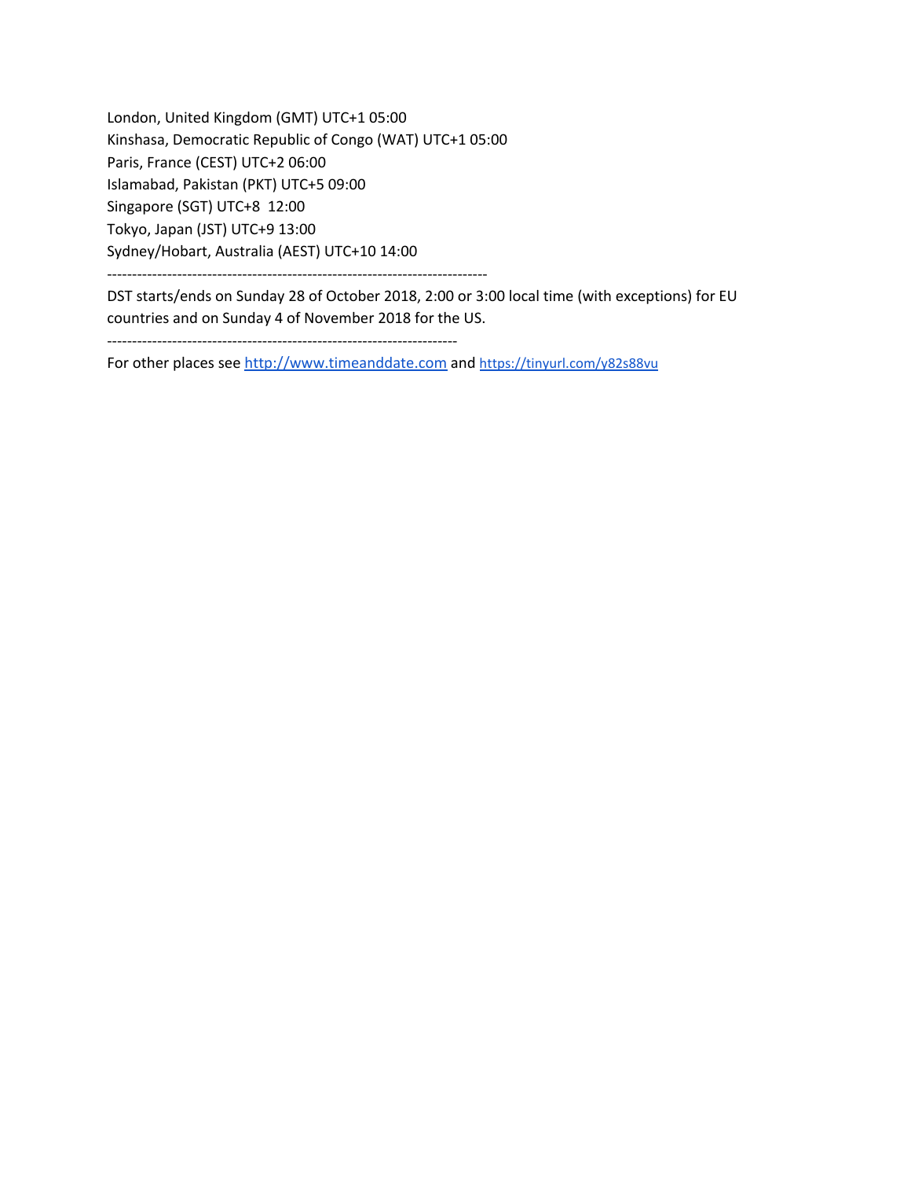London, United Kingdom (GMT) UTC+1 05:00  
Kinshasa, Democratic Republic of Congo (WAT) UTC+1 05:00  
Paris, France (CEST) UTC+2 06:00  
Islamabad, Pakistan (PKT) UTC+5 09:00  
Singapore (SGT) UTC+8 12:00  
Tokyo, Japan (JST) UTC+9 13:00  
Sydney/Hobart, Australia (AEST) UTC+10 14:00

----------------------------------------------------------------------------

DST starts/ends on Sunday 28 of October 2018, 2:00 or 3:00 local time (with exceptions) for EU countries and on Sunday 4 of November 2018 for the US.

----------------------------------------------------------------------

For other places see [http://www.timeanddate.com](http://www.timeanddate.com) and [https://tinyurl.com/y82s88vu](https://tinyurl.com/y82s88vu)